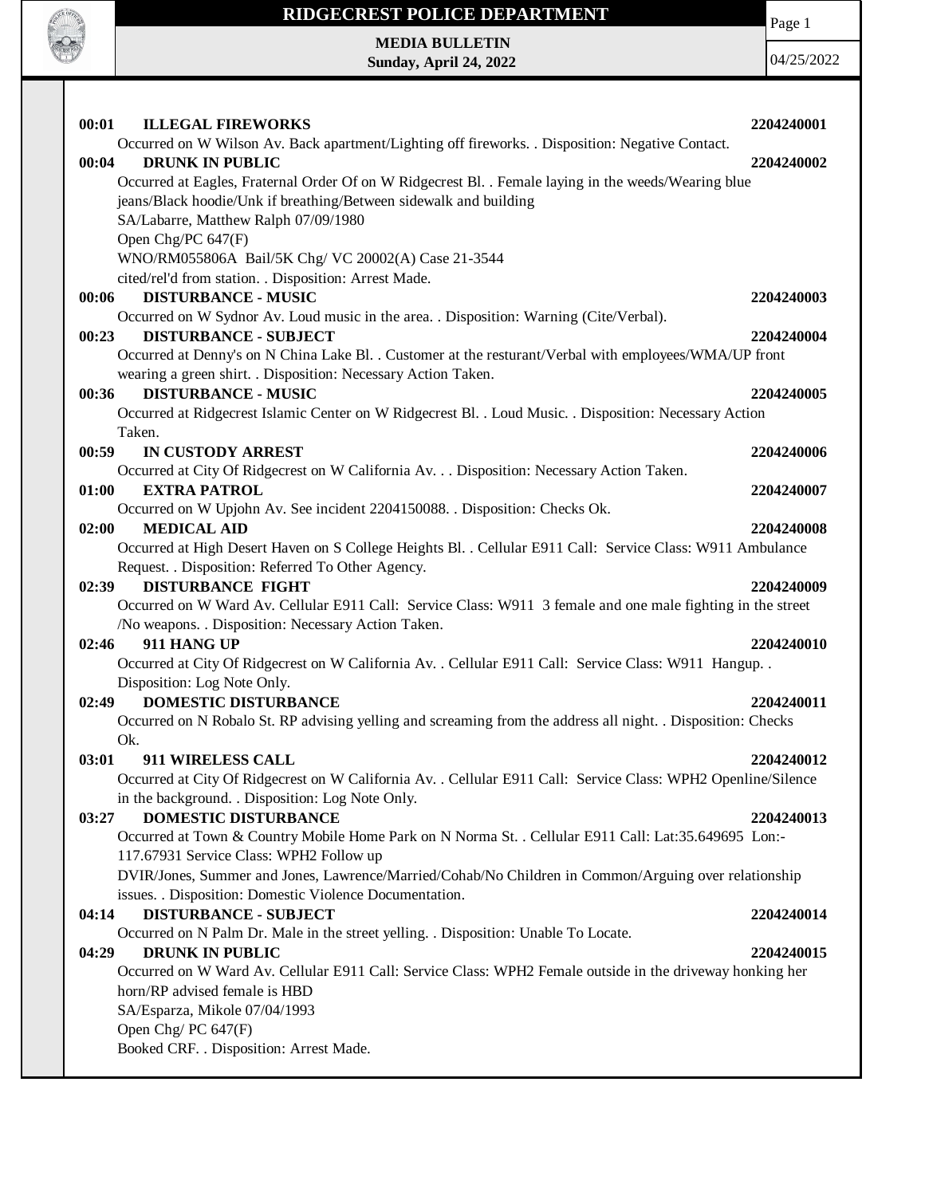# RIDGECREST POLICE DEPARTMENT

**MEDIA BULLETIN**
**Sunday, April 24, 2022**

04/25/2022

**00:01 ILLEGAL FIREWORKS** **2204240001**
Occurred on W Wilson Av. Back apartment/Lighting off fireworks. . Disposition: Negative Contact.

**00:04 DRUNK IN PUBLIC** **2204240002**
Occurred at Eagles, Fraternal Order Of on W Ridgecrest Bl. . Female laying in the weeds/Wearing blue jeans/Black hoodie/Unk if breathing/Between sidewalk and building
SA/Labarre, Matthew Ralph 07/09/1980
Open Chg/PC 647(F)
WNO/RM055806A Bail/5K Chg/ VC 20002(A) Case 21-3544
cited/rel'd from station. . Disposition: Arrest Made.

**00:06 DISTURBANCE - MUSIC** **2204240003**
Occurred on W Sydnor Av. Loud music in the area. . Disposition: Warning (Cite/Verbal).

**00:23 DISTURBANCE - SUBJECT** **2204240004**
Occurred at Denny's on N China Lake Bl. . Customer at the resturant/Verbal with employees/WMA/UP front wearing a green shirt. . Disposition: Necessary Action Taken.

**00:36 DISTURBANCE - MUSIC** **2204240005**
Occurred at Ridgecrest Islamic Center on W Ridgecrest Bl. . Loud Music. . Disposition: Necessary Action Taken.

**00:59 IN CUSTODY ARREST** **2204240006**
Occurred at City Of Ridgecrest on W California Av. . . Disposition: Necessary Action Taken.

**01:00 EXTRA PATROL** **2204240007**
Occurred on W Upjohn Av. See incident 2204150088. . Disposition: Checks Ok.

**02:00 MEDICAL AID** **2204240008**
Occurred at High Desert Haven on S College Heights Bl. . Cellular E911 Call: Service Class: W911 Ambulance Request. . Disposition: Referred To Other Agency.

**02:39 DISTURBANCE FIGHT** **2204240009**
Occurred on W Ward Av. Cellular E911 Call: Service Class: W911 3 female and one male fighting in the street /No weapons. . Disposition: Necessary Action Taken.

**02:46 911 HANG UP** **2204240010**
Occurred at City Of Ridgecrest on W California Av. . Cellular E911 Call: Service Class: W911 Hangup. . Disposition: Log Note Only.

**02:49 DOMESTIC DISTURBANCE** **2204240011**
Occurred on N Robalo St. RP advising yelling and screaming from the address all night. . Disposition: Checks Ok.

**03:01 911 WIRELESS CALL** **2204240012**
Occurred at City Of Ridgecrest on W California Av. . Cellular E911 Call: Service Class: WPH2 Openline/Silence in the background. . Disposition: Log Note Only.

**03:27 DOMESTIC DISTURBANCE** **2204240013**
Occurred at Town & Country Mobile Home Park on N Norma St. . Cellular E911 Call: Lat:35.649695 Lon:-117.67931 Service Class: WPH2 Follow up
DVIR/Jones, Summer and Jones, Lawrence/Married/Cohab/No Children in Common/Arguing over relationship issues. . Disposition: Domestic Violence Documentation.

**04:14 DISTURBANCE - SUBJECT** **2204240014**
Occurred on N Palm Dr. Male in the street yelling. . Disposition: Unable To Locate.

**04:29 DRUNK IN PUBLIC** **2204240015**
Occurred on W Ward Av. Cellular E911 Call: Service Class: WPH2 Female outside in the driveway honking her horn/RP advised female is HBD
SA/Esparza, Mikole 07/04/1993
Open Chg/ PC 647(F)
Booked CRF. . Disposition: Arrest Made.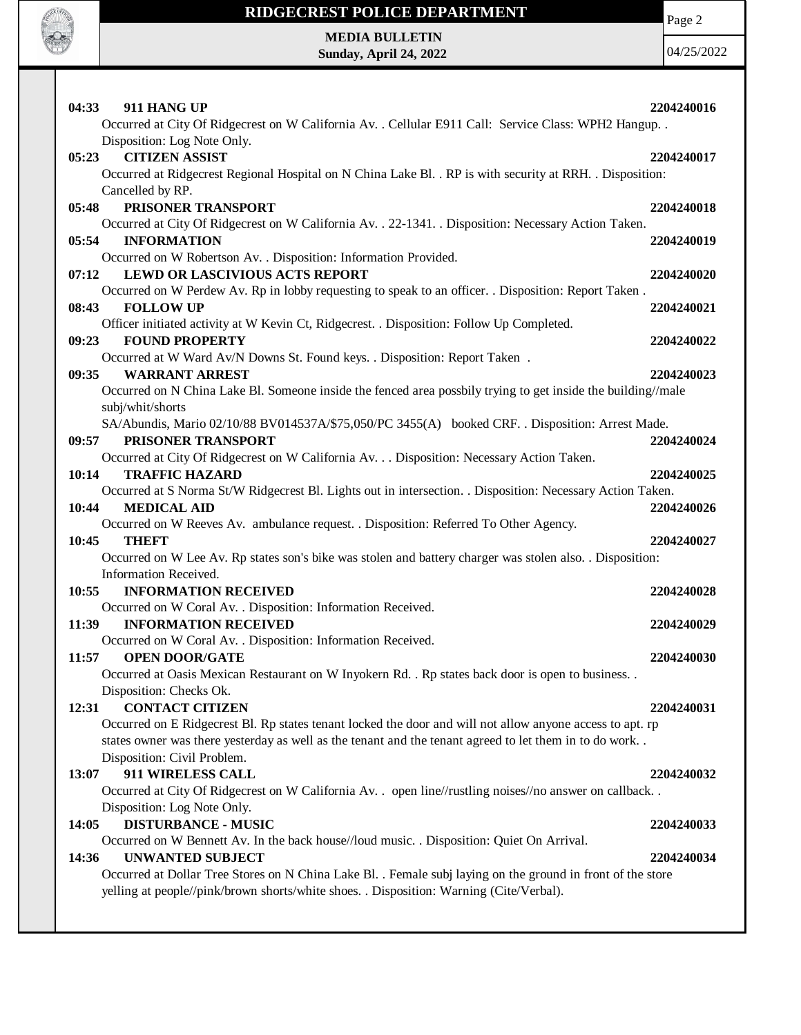**04:33 911 HANG UP** **2204240016**

Occurred at City Of Ridgecrest on W California Av. . Cellular E911 Call: Service Class: WPH2 Hangup. . Disposition: Log Note Only.

**05:23 CITIZEN ASSIST** **2204240017**

Occurred at Ridgecrest Regional Hospital on N China Lake Bl. . RP is with security at RRH. . Disposition: Cancelled by RP.

**05:48 PRISONER TRANSPORT** **2204240018**

Occurred at City Of Ridgecrest on W California Av. . 22-1341. . Disposition: Necessary Action Taken.

**05:54 INFORMATION** **2204240019**

Occurred on W Robertson Av. . Disposition: Information Provided.

**07:12 LEWD OR LASCIVIOUS ACTS REPORT** **2204240020**

Occurred on W Perdew Av. Rp in lobby requesting to speak to an officer. . Disposition: Report Taken .

**08:43 FOLLOW UP** **2204240021**

Officer initiated activity at W Kevin Ct, Ridgecrest. . Disposition: Follow Up Completed.

**09:23 FOUND PROPERTY** **2204240022**

Occurred at W Ward Av/N Downs St. Found keys. . Disposition: Report Taken .

**09:35 WARRANT ARREST** **2204240023**

Occurred on N China Lake Bl. Someone inside the fenced area possbily trying to get inside the building//male subj/whit/shorts

SA/Abundis, Mario 02/10/88 BV014537A/$75,050/PC 3455(A) booked CRF. . Disposition: Arrest Made.

**09:57 PRISONER TRANSPORT** **2204240024**

Occurred at City Of Ridgecrest on W California Av. . . Disposition: Necessary Action Taken.

**10:14 TRAFFIC HAZARD** **2204240025**

Occurred at S Norma St/W Ridgecrest Bl. Lights out in intersection. . Disposition: Necessary Action Taken.

**10:44 MEDICAL AID** **2204240026**

Occurred on W Reeves Av. ambulance request. . Disposition: Referred To Other Agency.

**10:45 THEFT** **2204240027**

Occurred on W Lee Av. Rp states son's bike was stolen and battery charger was stolen also. . Disposition: Information Received.

**10:55 INFORMATION RECEIVED** **2204240028**

Occurred on W Coral Av. . Disposition: Information Received.

**11:39 INFORMATION RECEIVED** **2204240029**

Occurred on W Coral Av. . Disposition: Information Received.

**11:57 OPEN DOOR/GATE** **2204240030**

Occurred at Oasis Mexican Restaurant on W Inyokern Rd. . Rp states back door is open to business. . Disposition: Checks Ok.

**12:31 CONTACT CITIZEN** **2204240031**

Occurred on E Ridgecrest Bl. Rp states tenant locked the door and will not allow anyone access to apt. rp states owner was there yesterday as well as the tenant and the tenant agreed to let them in to do work. . Disposition: Civil Problem.

**13:07 911 WIRELESS CALL** **2204240032**

Occurred at City Of Ridgecrest on W California Av. . open line//rustling noises//no answer on callback. . Disposition: Log Note Only.

**14:05 DISTURBANCE - MUSIC** **2204240033**

Occurred on W Bennett Av. In the back house//loud music. . Disposition: Quiet On Arrival.

**14:36 UNWANTED SUBJECT** **2204240034**

Occurred at Dollar Tree Stores on N China Lake Bl. . Female subj laying on the ground in front of the store yelling at people//pink/brown shorts/white shoes. . Disposition: Warning (Cite/Verbal).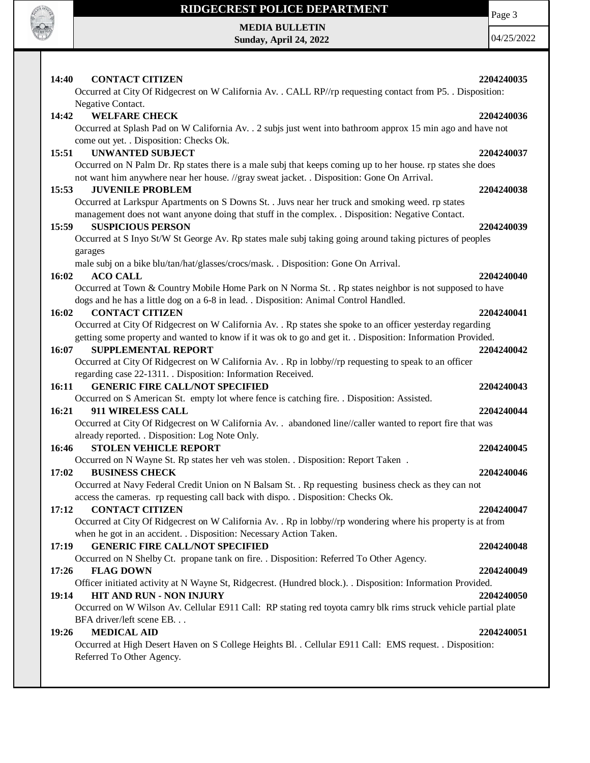**14:40 CONTACT CITIZEN** **2204240035**

Occurred at City Of Ridgecrest on W California Av. . CALL RP//rp requesting contact from P5. . Disposition: Negative Contact.

**14:42 WELFARE CHECK** **2204240036**

Occurred at Splash Pad on W California Av. . 2 subjs just went into bathroom approx 15 min ago and have not come out yet. . Disposition: Checks Ok.

**15:51 UNWANTED SUBJECT** **2204240037**

Occurred on N Palm Dr. Rp states there is a male subj that keeps coming up to her house. rp states she does not want him anywhere near her house. //gray sweat jacket. . Disposition: Gone On Arrival.

**15:53 JUVENILE PROBLEM** **2204240038**

Occurred at Larkspur Apartments on S Downs St. . Juvs near her truck and smoking weed. rp states management does not want anyone doing that stuff in the complex. . Disposition: Negative Contact.

**15:59 SUSPICIOUS PERSON** **2204240039**

Occurred at S Inyo St/W St George Av. Rp states male subj taking going around taking pictures of peoples garages

male subj on a bike blu/tan/hat/glasses/crocs/mask. . Disposition: Gone On Arrival.

**16:02 ACO CALL** **2204240040**

Occurred at Town & Country Mobile Home Park on N Norma St. . Rp states neighbor is not supposed to have dogs and he has a little dog on a 6-8 in lead. . Disposition: Animal Control Handled.

**16:02 CONTACT CITIZEN** **2204240041**

Occurred at City Of Ridgecrest on W California Av. . Rp states she spoke to an officer yesterday regarding getting some property and wanted to know if it was ok to go and get it. . Disposition: Information Provided.

**16:07 SUPPLEMENTAL REPORT** **2204240042**

Occurred at City Of Ridgecrest on W California Av. . Rp in lobby//rp requesting to speak to an officer regarding case 22-1311. . Disposition: Information Received.

**16:11 GENERIC FIRE CALL/NOT SPECIFIED** **2204240043**

Occurred on S American St. empty lot where fence is catching fire. . Disposition: Assisted.

**16:21 911 WIRELESS CALL** **2204240044**

Occurred at City Of Ridgecrest on W California Av. . abandoned line//caller wanted to report fire that was already reported. . Disposition: Log Note Only.

**16:46 STOLEN VEHICLE REPORT** **2204240045**

Occurred on N Wayne St. Rp states her veh was stolen. . Disposition: Report Taken .

**17:02 BUSINESS CHECK** **2204240046**

Occurred at Navy Federal Credit Union on N Balsam St. . Rp requesting business check as they can not access the cameras. rp requesting call back with dispo. . Disposition: Checks Ok.

**17:12 CONTACT CITIZEN** **2204240047**

Occurred at City Of Ridgecrest on W California Av. . Rp in lobby//rp wondering where his property is at from when he got in an accident. . Disposition: Necessary Action Taken.

**17:19 GENERIC FIRE CALL/NOT SPECIFIED** **2204240048**

Occurred on N Shelby Ct. propane tank on fire. . Disposition: Referred To Other Agency.

**17:26 FLAG DOWN** **2204240049**

Officer initiated activity at N Wayne St, Ridgecrest. (Hundred block.). . Disposition: Information Provided.

**19:14 HIT AND RUN - NON INJURY** **2204240050**

Occurred on W Wilson Av. Cellular E911 Call: RP stating red toyota camry blk rims struck vehicle partial plate BFA driver/left scene EB. . .

**19:26 MEDICAL AID** **2204240051**

Occurred at High Desert Haven on S College Heights Bl. . Cellular E911 Call: EMS request. . Disposition: Referred To Other Agency.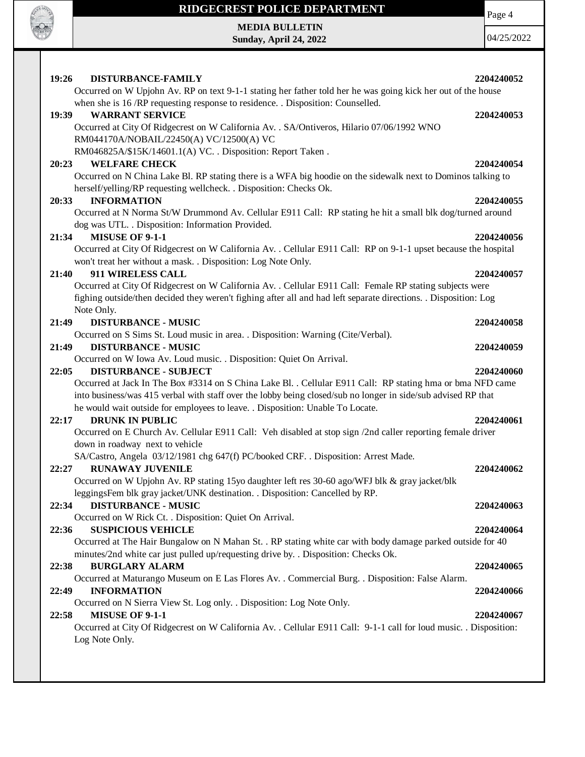**19:26 DISTURBANCE-FAMILY 2204240052**

Occurred on W Upjohn Av. RP on text 9-1-1 stating her father told her he was going kick her out of the house when she is 16 /RP requesting response to residence. . Disposition: Counselled.

**19:39 WARRANT SERVICE 2204240053**

Occurred at City Of Ridgecrest on W California Av. . SA/Ontiveros, Hilario 07/06/1992 WNO RM044170A/NOBAIL/22450(A) VC/12500(A) VC RM046825A/$15K/14601.1(A) VC. . Disposition: Report Taken .

**20:23 WELFARE CHECK 2204240054**

Occurred on N China Lake Bl. RP stating there is a WFA big hoodie on the sidewalk next to Dominos talking to herself/yelling/RP requesting wellcheck. . Disposition: Checks Ok.

**20:33 INFORMATION 2204240055**

Occurred at N Norma St/W Drummond Av. Cellular E911 Call: RP stating he hit a small blk dog/turned around dog was UTL. . Disposition: Information Provided.

**21:34 MISUSE OF 9-1-1 2204240056**

Occurred at City Of Ridgecrest on W California Av. . Cellular E911 Call: RP on 9-1-1 upset because the hospital won't treat her without a mask. . Disposition: Log Note Only.

**21:40 911 WIRELESS CALL 2204240057**

Occurred at City Of Ridgecrest on W California Av. . Cellular E911 Call: Female RP stating subjects were fighing outside/then decided they weren't fighing after all and had left separate directions. . Disposition: Log Note Only.

**21:49 DISTURBANCE - MUSIC 2204240058**

Occurred on S Sims St. Loud music in area. . Disposition: Warning (Cite/Verbal).

**21:49 DISTURBANCE - MUSIC 2204240059**

Occurred on W Iowa Av. Loud music. . Disposition: Quiet On Arrival.

**22:05 DISTURBANCE - SUBJECT 2204240060**

Occurred at Jack In The Box #3314 on S China Lake Bl. . Cellular E911 Call: RP stating hma or bma NFD came into business/was 415 verbal with staff over the lobby being closed/sub no longer in side/sub advised RP that he would wait outside for employees to leave. . Disposition: Unable To Locate.

**22:17 DRUNK IN PUBLIC 2204240061**

Occurred on E Church Av. Cellular E911 Call: Veh disabled at stop sign /2nd caller reporting female driver down in roadway next to vehicle
SA/Castro, Angela 03/12/1981 chg 647(f) PC/booked CRF. . Disposition: Arrest Made.

**22:27 RUNAWAY JUVENILE 2204240062**

Occurred on W Upjohn Av. RP stating 15yo daughter left res 30-60 ago/WFJ blk & gray jacket/blk leggingsFem blk gray jacket/UNK destination. . Disposition: Cancelled by RP.

**22:34 DISTURBANCE - MUSIC 2204240063**

Occurred on W Rick Ct. . Disposition: Quiet On Arrival.

**22:36 SUSPICIOUS VEHICLE 2204240064**

Occurred at The Hair Bungalow on N Mahan St. . RP stating white car with body damage parked outside for 40 minutes/2nd white car just pulled up/requesting drive by. . Disposition: Checks Ok.

**22:38 BURGLARY ALARM 2204240065**

Occurred at Maturango Museum on E Las Flores Av. . Commercial Burg. . Disposition: False Alarm.

**22:49 INFORMATION 2204240066**

Occurred on N Sierra View St. Log only. . Disposition: Log Note Only.

**22:58 MISUSE OF 9-1-1 2204240067**

Occurred at City Of Ridgecrest on W California Av. . Cellular E911 Call: 9-1-1 call for loud music. . Disposition: Log Note Only.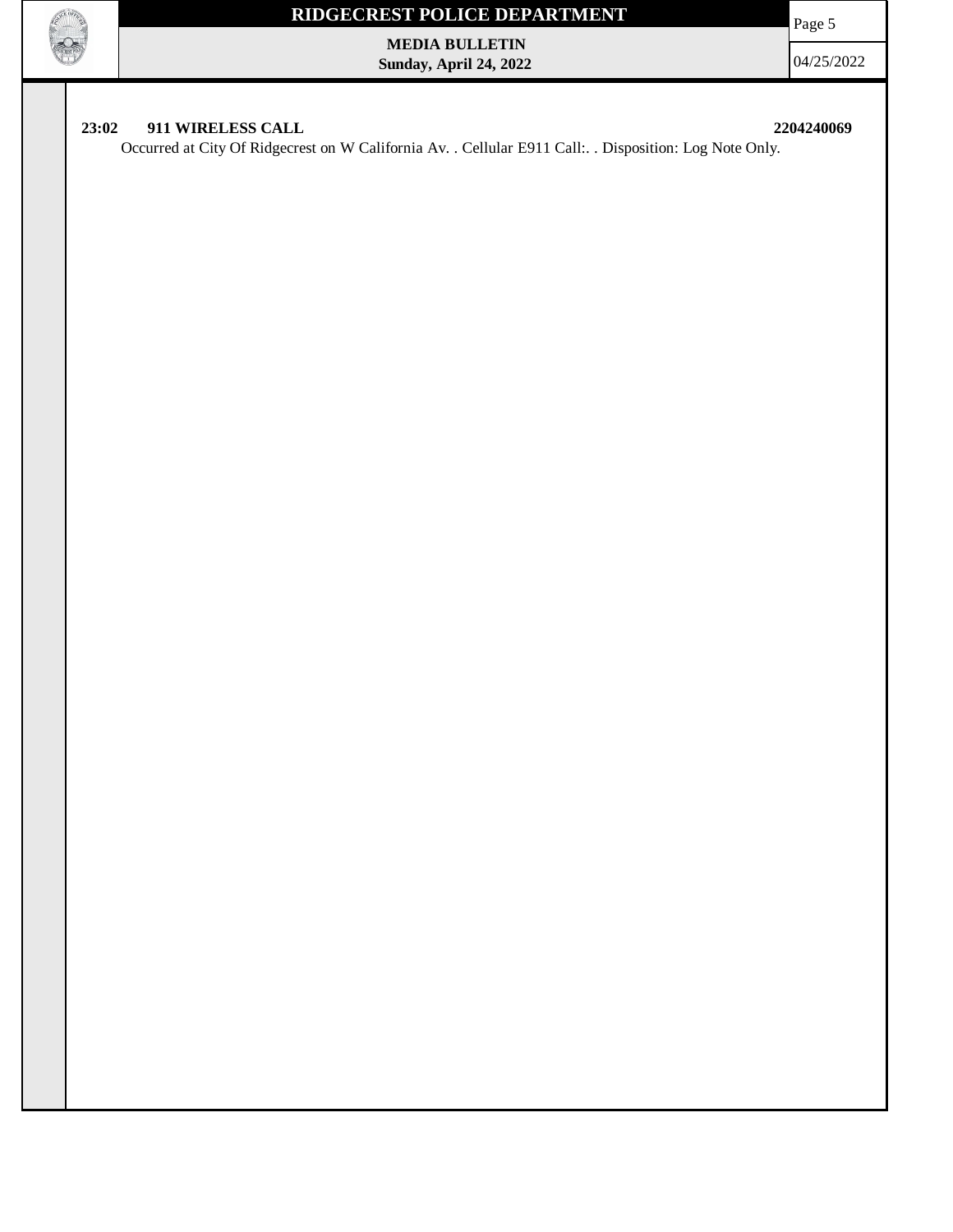**23:02 911 WIRELESS CALL 2204240069**

Occurred at City Of Ridgecrest on W California Av. . Cellular E911 Call:. . Disposition: Log Note Only.